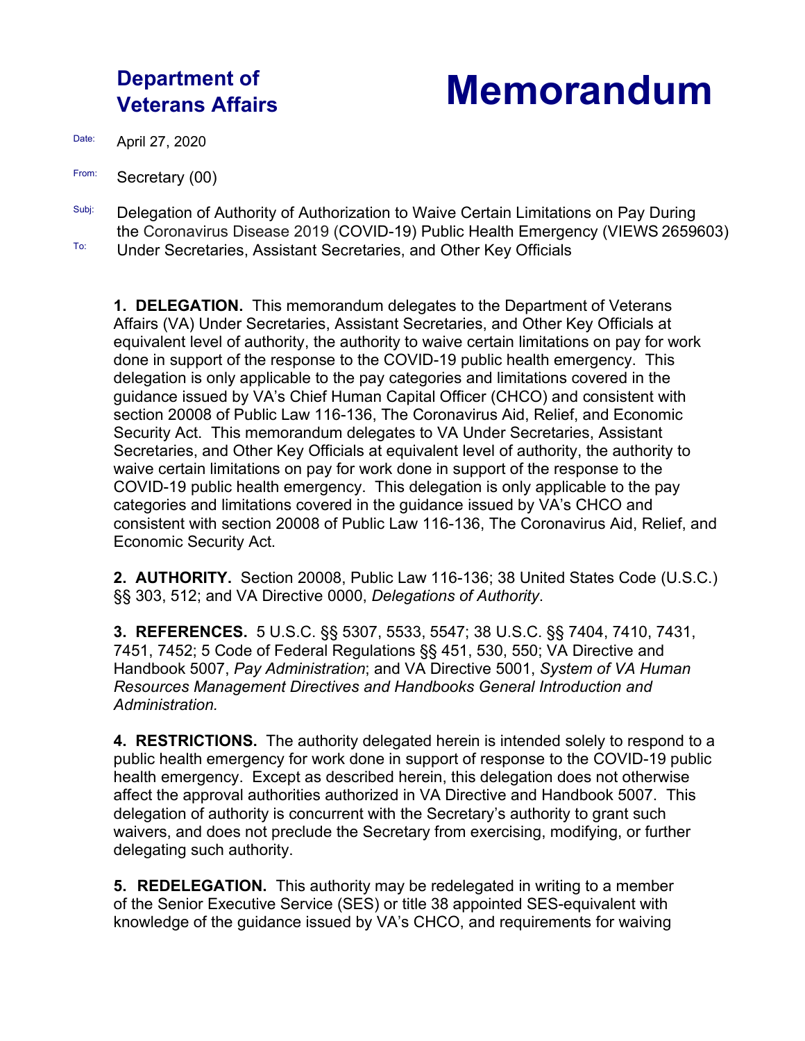**Department of Veterans Affairs**

# Memorandum

Date: April 27, 2020

From: Secretary (00)

Subj: Delegation of Authority of Authorization to Waive Certain Limitations on Pay During the Coronavirus Disease 2019 (COVID-19) Public Health Emergency (VIEWS 2659603)

To: Under Secretaries, Assistant Secretaries, and Other Key Officials

**1. DELEGATION.** This memorandum delegates to the Department of Veterans Affairs (VA) Under Secretaries, Assistant Secretaries, and Other Key Officials at equivalent level of authority, the authority to waive certain limitations on pay for work done in support of the response to the COVID-19 public health emergency. This delegation is only applicable to the pay categories and limitations covered in the guidance issued by VA's Chief Human Capital Officer (CHCO) and consistent with section 20008 of Public Law 116-136, The Coronavirus Aid, Relief, and Economic Security Act. This memorandum delegates to VA Under Secretaries, Assistant Secretaries, and Other Key Officials at equivalent level of authority, the authority to waive certain limitations on pay for work done in support of the response to the COVID-19 public health emergency. This delegation is only applicable to the pay categories and limitations covered in the guidance issued by VA's CHCO and consistent with section 20008 of Public Law 116-136, The Coronavirus Aid, Relief, and Economic Security Act.

**2. AUTHORITY.** Section 20008, Public Law 116-136; 38 United States Code (U.S.C.) §§ 303, 512; and VA Directive 0000, *Delegations of Authority*.

**3. REFERENCES.** 5 U.S.C. §§ 5307, 5533, 5547; 38 U.S.C. §§ 7404, 7410, 7431, 7451, 7452; 5 Code of Federal Regulations §§ 451, 530, 550; VA Directive and Handbook 5007, *Pay Administration*; and VA Directive 5001, *System of VA Human Resources Management Directives and Handbooks General Introduction and Administration.*

**4. RESTRICTIONS.** The authority delegated herein is intended solely to respond to a public health emergency for work done in support of response to the COVID-19 public health emergency. Except as described herein, this delegation does not otherwise affect the approval authorities authorized in VA Directive and Handbook 5007. This delegation of authority is concurrent with the Secretary's authority to grant such waivers, and does not preclude the Secretary from exercising, modifying, or further delegating such authority.

**5. REDELEGATION.** This authority may be redelegated in writing to a member of the Senior Executive Service (SES) or title 38 appointed SES-equivalent with knowledge of the guidance issued by VA's CHCO, and requirements for waiving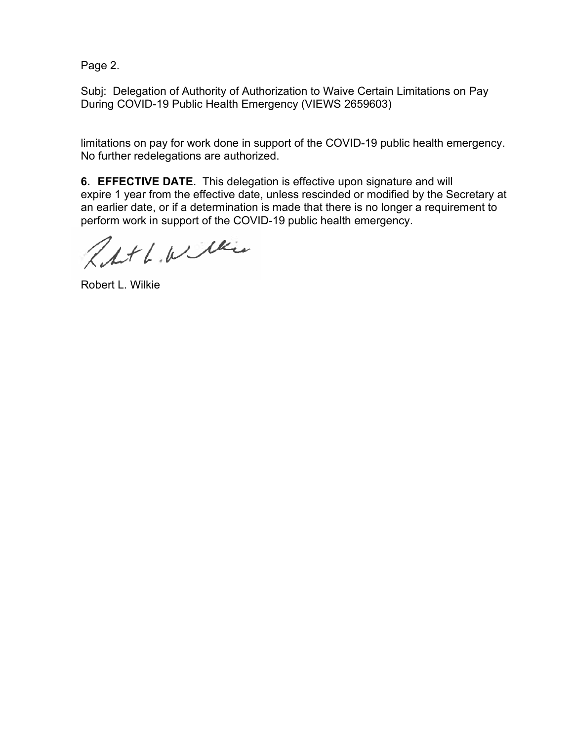Subj: Delegation of Authority of Authorization to Waive Certain Limitations on Pay During COVID-19 Public Health Emergency (VIEWS 2659603)

limitations on pay for work done in support of the COVID-19 public health emergency. No further redelegations are authorized.

**6. EFFECTIVE DATE**. This delegation is effective upon signature and will expire 1 year from the effective date, unless rescinded or modified by the Secretary at an earlier date, or if a determination is made that there is no longer a requirement to perform work in support of the COVID-19 public health emergency.

Robert L. Wilkie